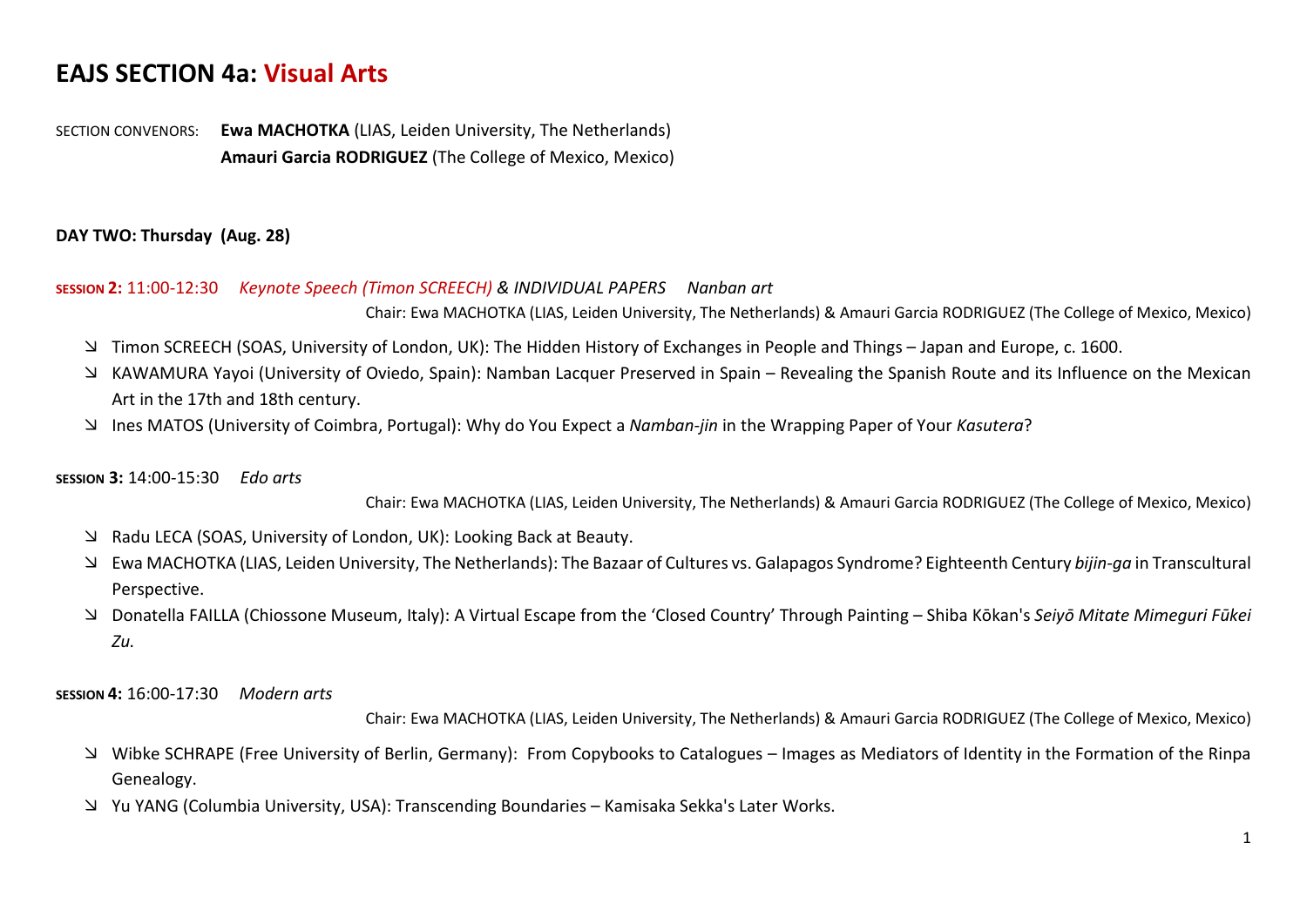# EAJS SECTION 4a: Visual Arts

SECTION CONVENORS: **Ewa MACHOTKA** (LIAS, Leiden University, The Netherlands)
**Amauri Garcia RODRIGUEZ** (The College of Mexico, Mexico)

**DAY TWO: Thursday (Aug. 28)**

**SESSION 2:** 11:00-12:30 *Keynote Speech (Timon SCREECH) & INDIVIDUAL PAPERS Nanban art*

Chair: Ewa MACHOTKA (LIAS, Leiden University, The Netherlands) & Amauri Garcia RODRIGUEZ (The College of Mexico, Mexico)

- Timon SCREECH (SOAS, University of London, UK): The Hidden History of Exchanges in People and Things – Japan and Europe, c. 1600.
- KAWAMURA Yayoi (University of Oviedo, Spain): Namban Lacquer Preserved in Spain – Revealing the Spanish Route and its Influence on the Mexican Art in the 17th and 18th century.
- Ines MATOS (University of Coimbra, Portugal): Why do You Expect a *Namban-jin* in the Wrapping Paper of Your *Kasutera*?

**SESSION 3:** 14:00-15:30 *Edo arts*

Chair: Ewa MACHOTKA (LIAS, Leiden University, The Netherlands) & Amauri Garcia RODRIGUEZ (The College of Mexico, Mexico)

- Radu LECA (SOAS, University of London, UK): Looking Back at Beauty.
- Ewa MACHOTKA (LIAS, Leiden University, The Netherlands): The Bazaar of Cultures vs. Galapagos Syndrome? Eighteenth Century *bijin-ga* in Transcultural Perspective.
- Donatella FAILLA (Chiossone Museum, Italy): A Virtual Escape from the 'Closed Country' Through Painting – Shiba Kōkan's *Seiyō Mitate Mimeguri Fūkei Zu.*

**SESSION 4:** 16:00-17:30 *Modern arts*

Chair: Ewa MACHOTKA (LIAS, Leiden University, The Netherlands) & Amauri Garcia RODRIGUEZ (The College of Mexico, Mexico)

- Wibke SCHRAPE (Free University of Berlin, Germany): From Copybooks to Catalogues – Images as Mediators of Identity in the Formation of the Rinpa Genealogy.
- Yu YANG (Columbia University, USA): Transcending Boundaries – Kamisaka Sekka's Later Works.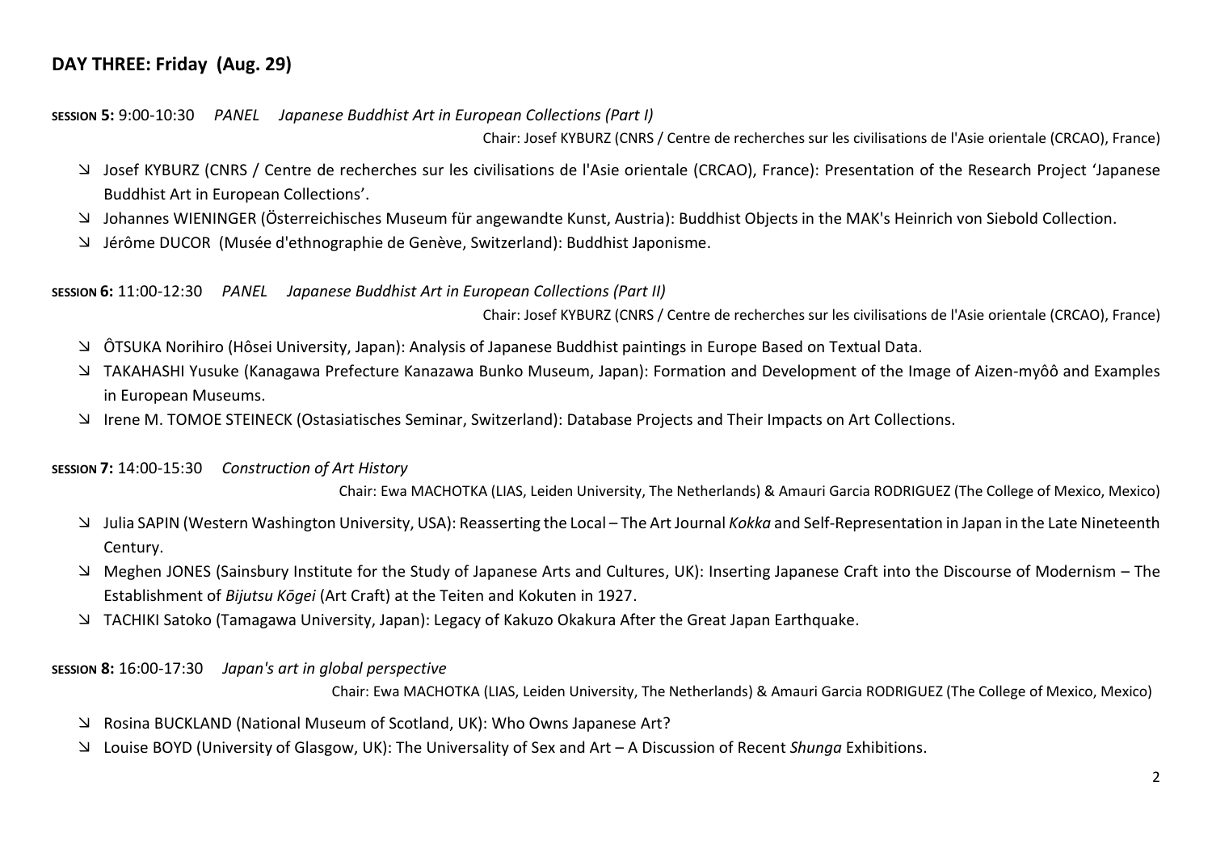## DAY THREE: Friday (Aug. 29)

**SESSION 5:** 9:00-10:30 *PANEL Japanese Buddhist Art in European Collections (Part I)*

Chair: Josef KYBURZ (CNRS / Centre de recherches sur les civilisations de l'Asie orientale (CRCAO), France)

- ↘ Josef KYBURZ (CNRS / Centre de recherches sur les civilisations de l'Asie orientale (CRCAO), France): Presentation of the Research Project 'Japanese Buddhist Art in European Collections'.
- ↘ Johannes WIENINGER (Österreichisches Museum für angewandte Kunst, Austria): Buddhist Objects in the MAK's Heinrich von Siebold Collection.
- ↘ Jérôme DUCOR (Musée d'ethnographie de Genève, Switzerland): Buddhist Japonisme.

**SESSION 6:** 11:00-12:30 *PANEL Japanese Buddhist Art in European Collections (Part II)*

Chair: Josef KYBURZ (CNRS / Centre de recherches sur les civilisations de l'Asie orientale (CRCAO), France)

- ↘ ÔTSUKA Norihiro (Hôsei University, Japan): Analysis of Japanese Buddhist paintings in Europe Based on Textual Data.
- ↘ TAKAHASHI Yusuke (Kanagawa Prefecture Kanazawa Bunko Museum, Japan): Formation and Development of the Image of Aizen-myôô and Examples in European Museums.
- ↘ Irene M. TOMOE STEINECK (Ostasiatisches Seminar, Switzerland): Database Projects and Their Impacts on Art Collections.

**SESSION 7:** 14:00-15:30 *Construction of Art History*

Chair: Ewa MACHOTKA (LIAS, Leiden University, The Netherlands) & Amauri Garcia RODRIGUEZ (The College of Mexico, Mexico)

- ↘ Julia SAPIN (Western Washington University, USA): Reasserting the Local – The Art Journal *Kokka* and Self-Representation in Japan in the Late Nineteenth Century.
- ↘ Meghen JONES (Sainsbury Institute for the Study of Japanese Arts and Cultures, UK): Inserting Japanese Craft into the Discourse of Modernism – The Establishment of *Bijutsu Kōgei* (Art Craft) at the Teiten and Kokuten in 1927.
- ↘ TACHIKI Satoko (Tamagawa University, Japan): Legacy of Kakuzo Okakura After the Great Japan Earthquake.

**SESSION 8:** 16:00-17:30 *Japan's art in global perspective*

Chair: Ewa MACHOTKA (LIAS, Leiden University, The Netherlands) & Amauri Garcia RODRIGUEZ (The College of Mexico, Mexico)

- ↘ Rosina BUCKLAND (National Museum of Scotland, UK): Who Owns Japanese Art?
- ↘ Louise BOYD (University of Glasgow, UK): The Universality of Sex and Art – A Discussion of Recent *Shunga* Exhibitions.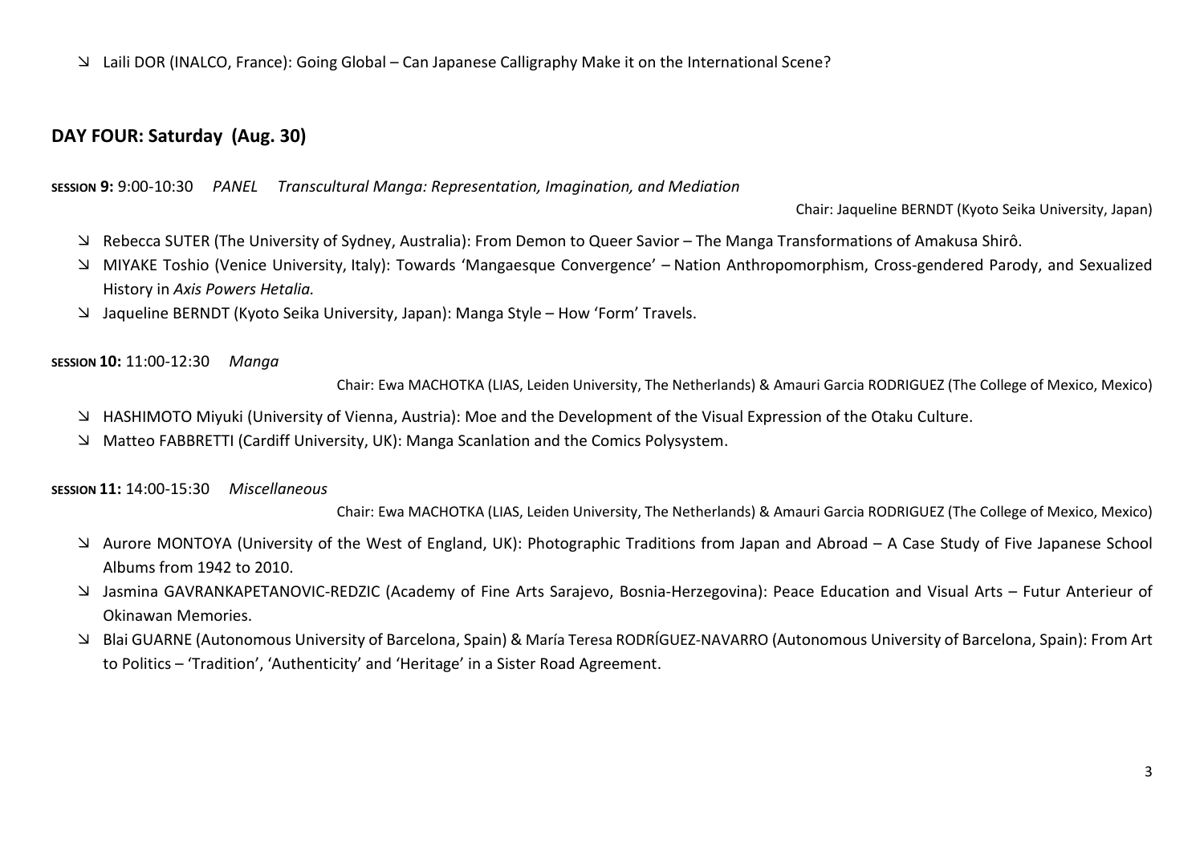- Laili DOR (INALCO, France): Going Global – Can Japanese Calligraphy Make it on the International Scene?

## DAY FOUR: Saturday (Aug. 30)

**SESSION 9:** 9:00-10:30 *PANEL Transcultural Manga: Representation, Imagination, and Mediation*

Chair: Jaqueline BERNDT (Kyoto Seika University, Japan)

- Rebecca SUTER (The University of Sydney, Australia): From Demon to Queer Savior – The Manga Transformations of Amakusa Shirô.
- MIYAKE Toshio (Venice University, Italy): Towards 'Mangaesque Convergence' – Nation Anthropomorphism, Cross-gendered Parody, and Sexualized History in *Axis Powers Hetalia.*
- Jaqueline BERNDT (Kyoto Seika University, Japan): Manga Style – How 'Form' Travels.

**SESSION 10:** 11:00-12:30 *Manga*

Chair: Ewa MACHOTKA (LIAS, Leiden University, The Netherlands) & Amauri Garcia RODRIGUEZ (The College of Mexico, Mexico)

- HASHIMOTO Miyuki (University of Vienna, Austria): Moe and the Development of the Visual Expression of the Otaku Culture.
- Matteo FABBRETTI (Cardiff University, UK): Manga Scanlation and the Comics Polysystem.

**SESSION 11:** 14:00-15:30 *Miscellaneous*

Chair: Ewa MACHOTKA (LIAS, Leiden University, The Netherlands) & Amauri Garcia RODRIGUEZ (The College of Mexico, Mexico)

- Aurore MONTOYA (University of the West of England, UK): Photographic Traditions from Japan and Abroad – A Case Study of Five Japanese School Albums from 1942 to 2010.
- Jasmina GAVRANKAPETANOVIC-REDZIC (Academy of Fine Arts Sarajevo, Bosnia-Herzegovina): Peace Education and Visual Arts – Futur Anterieur of Okinawan Memories.
- Blai GUARNE (Autonomous University of Barcelona, Spain) & María Teresa RODRÍGUEZ-NAVARRO (Autonomous University of Barcelona, Spain): From Art to Politics – 'Tradition', 'Authenticity' and 'Heritage' in a Sister Road Agreement.